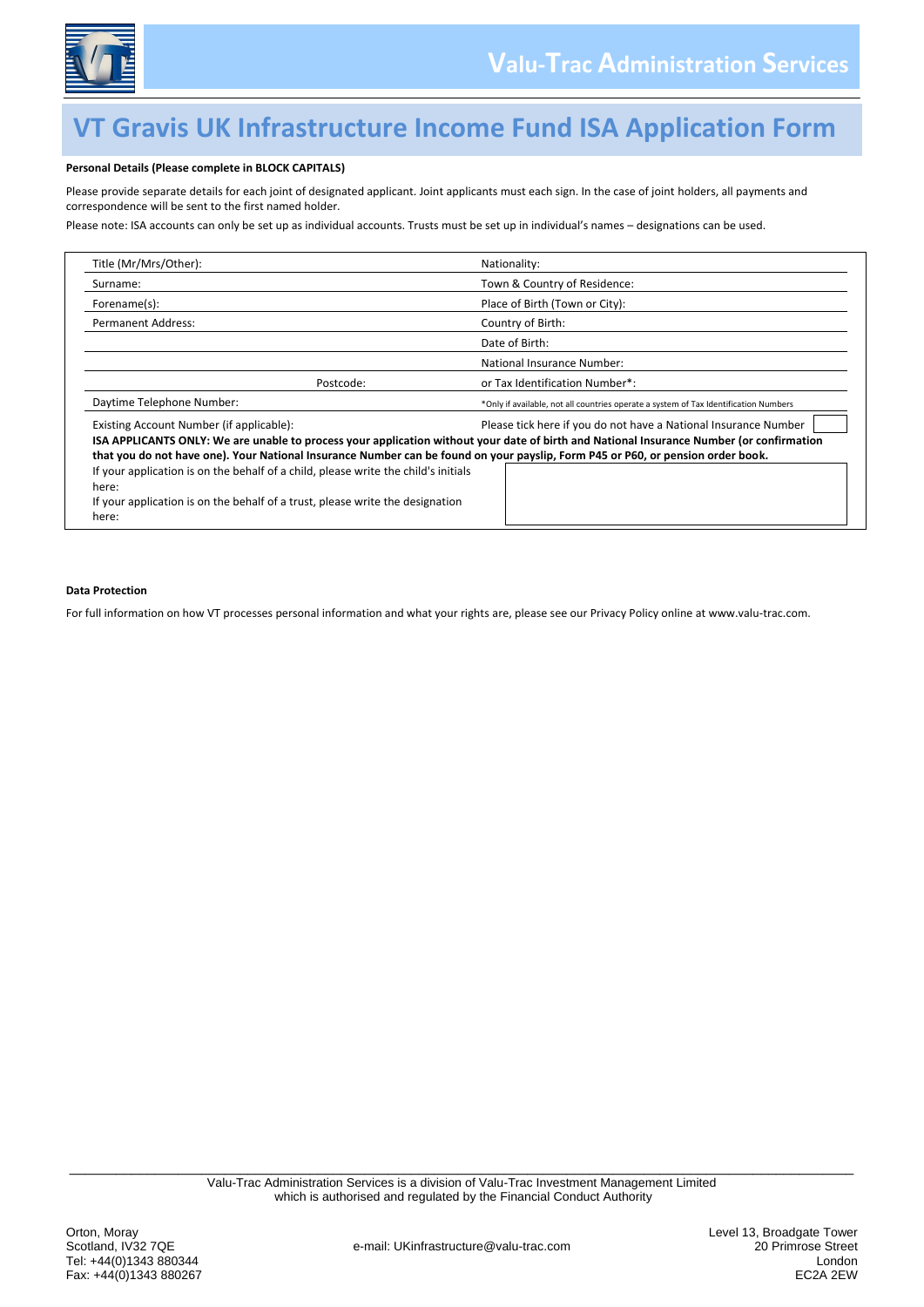# VT Gravis UK Infrastructure Income Fund ISA Application Form

**Personal Details (Please complete in BLOCK CAPITALS)**

Please provide separate details for each joint of designated applicant. Joint applicants must each sign. In the case of joint holders, all payments and correspondence will be sent to the first named holder.

Please note: ISA accounts can only be set up as individual accounts. Trusts must be set up in individual's names – designations can be used.

| | |
|---|---|
| Title (Mr/Mrs/Other): | Nationality: |
| Surname: | Town & Country of Residence: |
| Forename(s): | Place of Birth (Town or City): |
| Permanent Address: | Country of Birth: |
| | Date of Birth: |
| | National Insurance Number: |
| Postcode: | or Tax Identification Number*: |
| Daytime Telephone Number: | *Only if available, not all countries operate a system of Tax Identification Numbers |
| Existing Account Number (if applicable): | Please tick here if you do not have a National Insurance Number ☐ |

**ISA APPLICANTS ONLY: We are unable to process your application without your date of birth and National Insurance Number (or confirmation that you do not have one). Your National Insurance Number can be found on your payslip, Form P45 or P60, or pension order book.**

If your application is on the behalf of a child, please write the child's initials here:

If your application is on the behalf of a trust, please write the designation here:

**Data Protection**

For full information on how VT processes personal information and what your rights are, please see our Privacy Policy online at www.valu-trac.com.

Valu-Trac Administration Services is a division of Valu-Trac Investment Management Limited which is authorised and regulated by the Financial Conduct Authority

Orton, Moray
Scotland, IV32 7QE
Tel: +44(0)1343 880344
Fax: +44(0)1343 880267

e-mail: UKinfrastructure@valu-trac.com

Level 13, Broadgate Tower
20 Primrose Street
London
EC2A 2EW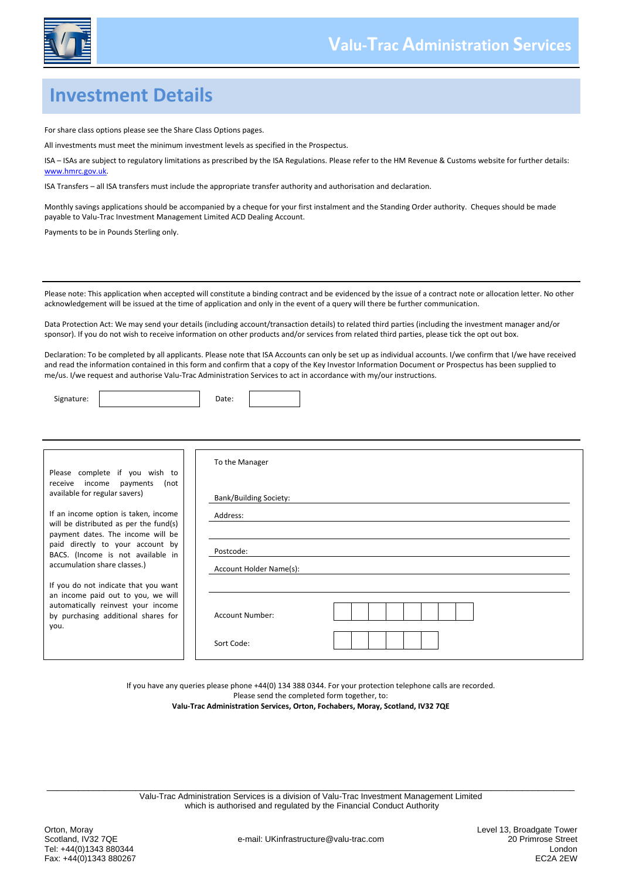# Investment Details

For share class options please see the Share Class Options pages.

All investments must meet the minimum investment levels as specified in the Prospectus.

ISA – ISAs are subject to regulatory limitations as prescribed by the ISA Regulations. Please refer to the HM Revenue & Customs website for further details: www.hmrc.gov.uk.

ISA Transfers – all ISA transfers must include the appropriate transfer authority and authorisation and declaration.

Monthly savings applications should be accompanied by a cheque for your first instalment and the Standing Order authority. Cheques should be made payable to Valu-Trac Investment Management Limited ACD Dealing Account.

Payments to be in Pounds Sterling only.

---

Please note: This application when accepted will constitute a binding contract and be evidenced by the issue of a contract note or allocation letter. No other acknowledgement will be issued at the time of application and only in the event of a query will there be further communication.

Data Protection Act: We may send your details (including account/transaction details) to related third parties (including the investment manager and/or sponsor). If you do not wish to receive information on other products and/or services from related third parties, please tick the opt out box.

Declaration: To be completed by all applicants. Please note that ISA Accounts can only be set up as individual accounts. I/we confirm that I/we have received and read the information contained in this form and confirm that a copy of the Key Investor Information Document or Prospectus has been supplied to me/us. I/we request and authorise Valu-Trac Administration Services to act in accordance with my/our instructions.

Signature: ____________________ Date: __________

---

Please complete if you wish to receive income payments (not available for regular savers)

If an income option is taken, income will be distributed as per the fund(s) payment dates. The income will be paid directly to your account by BACS. (Income is not available in accumulation share classes.)

If you do not indicate that you want an income paid out to you, we will automatically reinvest your income by purchasing additional shares for you.

To the Manager

Bank/Building Society: ____________________

Address: ____________________

____________________

Postcode: ____________________

Account Holder Name(s): ____________________

____________________

Account Number: | | | | | | | | |

Sort Code: | | | | | | |

If you have any queries please phone +44(0) 134 388 0344. For your protection telephone calls are recorded.
Please send the completed form together, to:
**Valu-Trac Administration Services, Orton, Fochabers, Moray, Scotland, IV32 7QE**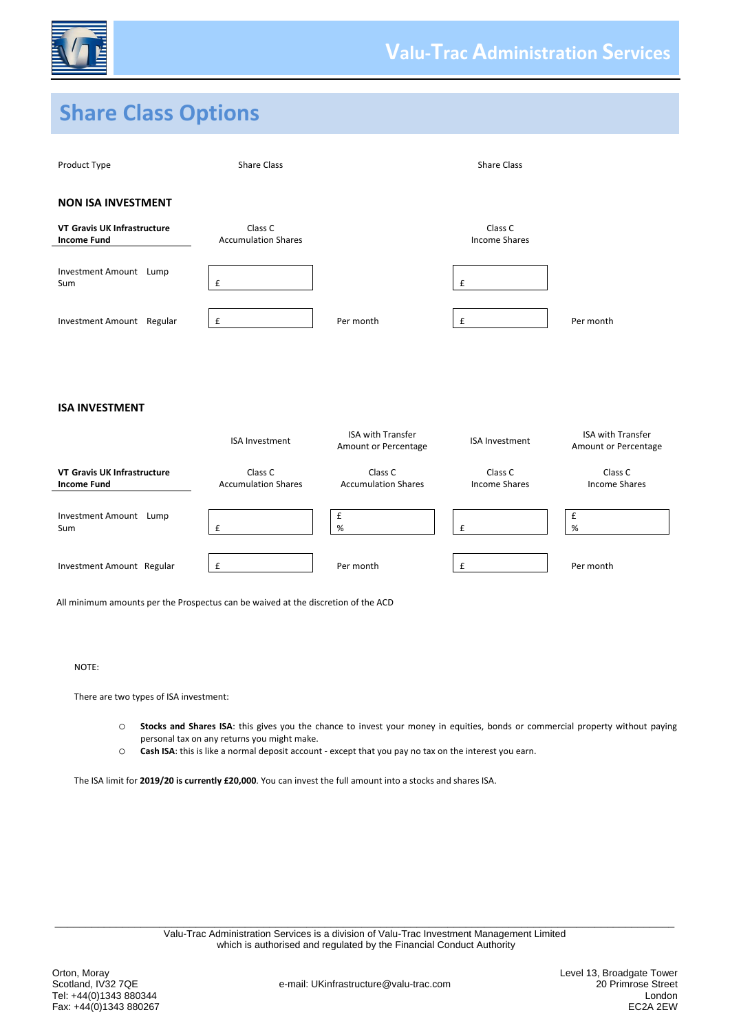# Share Class Options

| Product Type | Share Class | | Share Class | |
|---|---|---|---|---|
| **NON ISA INVESTMENT** | | | | |
| **VT Gravis UK Infrastructure Income Fund** | Class C Accumulation Shares | | Class C Income Shares | |
| Investment Amount Lump Sum | £ | | £ | |
| Investment Amount Regular | £ | Per month | £ | Per month |

**ISA INVESTMENT**

| | ISA Investment | ISA with Transfer Amount or Percentage | ISA Investment | ISA with Transfer Amount or Percentage |
|---|---|---|---|---|
| **VT Gravis UK Infrastructure Income Fund** | Class C Accumulation Shares | Class C Accumulation Shares | Class C Income Shares | Class C Income Shares |
| Investment Amount Lump Sum | £ | £ % | £ | £ % |
| Investment Amount Regular | £ | Per month | £ | Per month |

All minimum amounts per the Prospectus can be waived at the discretion of the ACD

NOTE:

There are two types of ISA investment:

- **Stocks and Shares ISA**: this gives you the chance to invest your money in equities, bonds or commercial property without paying personal tax on any returns you might make.
- **Cash ISA**: this is like a normal deposit account - except that you pay no tax on the interest you earn.

The ISA limit for **2019/20 is currently £20,000**. You can invest the full amount into a stocks and shares ISA.

Valu-Trac Administration Services is a division of Valu-Trac Investment Management Limited which is authorised and regulated by the Financial Conduct Authority

Orton, Moray
Scotland, IV32 7QE
Tel: +44(0)1343 880344
Fax: +44(0)1343 880267

e-mail: UKinfrastructure@valu-trac.com

Level 13, Broadgate Tower
20 Primrose Street
London
EC2A 2EW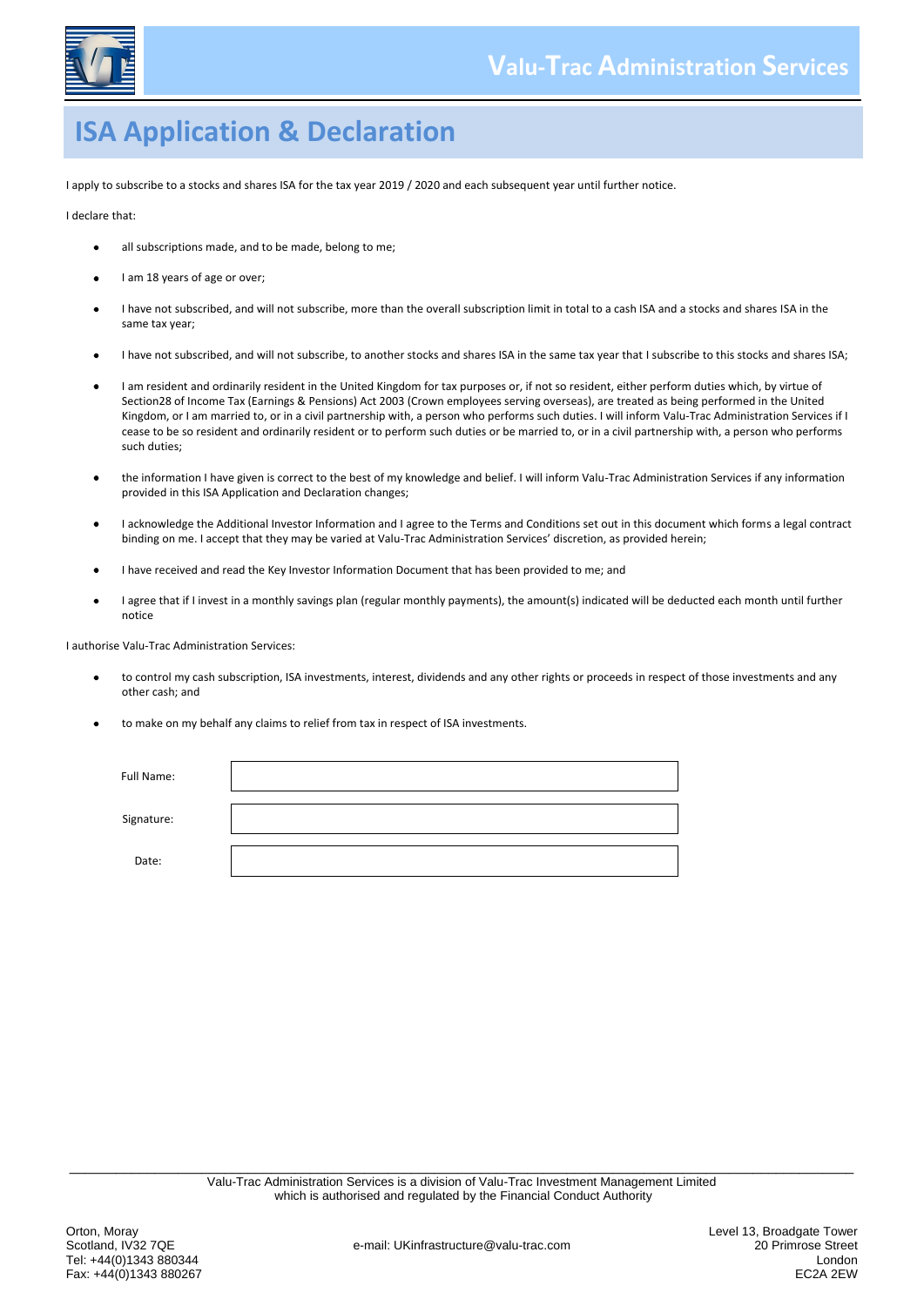# ISA Application & Declaration

I apply to subscribe to a stocks and shares ISA for the tax year 2019 / 2020 and each subsequent year until further notice.

I declare that:

- all subscriptions made, and to be made, belong to me;
- I am 18 years of age or over;
- I have not subscribed, and will not subscribe, more than the overall subscription limit in total to a cash ISA and a stocks and shares ISA in the same tax year;
- I have not subscribed, and will not subscribe, to another stocks and shares ISA in the same tax year that I subscribe to this stocks and shares ISA;
- I am resident and ordinarily resident in the United Kingdom for tax purposes or, if not so resident, either perform duties which, by virtue of Section28 of Income Tax (Earnings & Pensions) Act 2003 (Crown employees serving overseas), are treated as being performed in the United Kingdom, or I am married to, or in a civil partnership with, a person who performs such duties. I will inform Valu-Trac Administration Services if I cease to be so resident and ordinarily resident or to perform such duties or be married to, or in a civil partnership with, a person who performs such duties;
- the information I have given is correct to the best of my knowledge and belief. I will inform Valu-Trac Administration Services if any information provided in this ISA Application and Declaration changes;
- I acknowledge the Additional Investor Information and I agree to the Terms and Conditions set out in this document which forms a legal contract binding on me. I accept that they may be varied at Valu-Trac Administration Services' discretion, as provided herein;
- I have received and read the Key Investor Information Document that has been provided to me; and
- I agree that if I invest in a monthly savings plan (regular monthly payments), the amount(s) indicated will be deducted each month until further notice

I authorise Valu-Trac Administration Services:

- to control my cash subscription, ISA investments, interest, dividends and any other rights or proceeds in respect of those investments and any other cash; and
- to make on my behalf any claims to relief from tax in respect of ISA investments.

| | |
|---|---|
| Full Name: | |
| Signature: | |
| Date: | |

Valu-Trac Administration Services is a division of Valu-Trac Investment Management Limited which is authorised and regulated by the Financial Conduct Authority

Orton, Moray
Scotland, IV32 7QE
Tel: +44(0)1343 880344
Fax: +44(0)1343 880267

e-mail: UKinfrastructure@valu-trac.com

Level 13, Broadgate Tower
20 Primrose Street
London
EC2A 2EW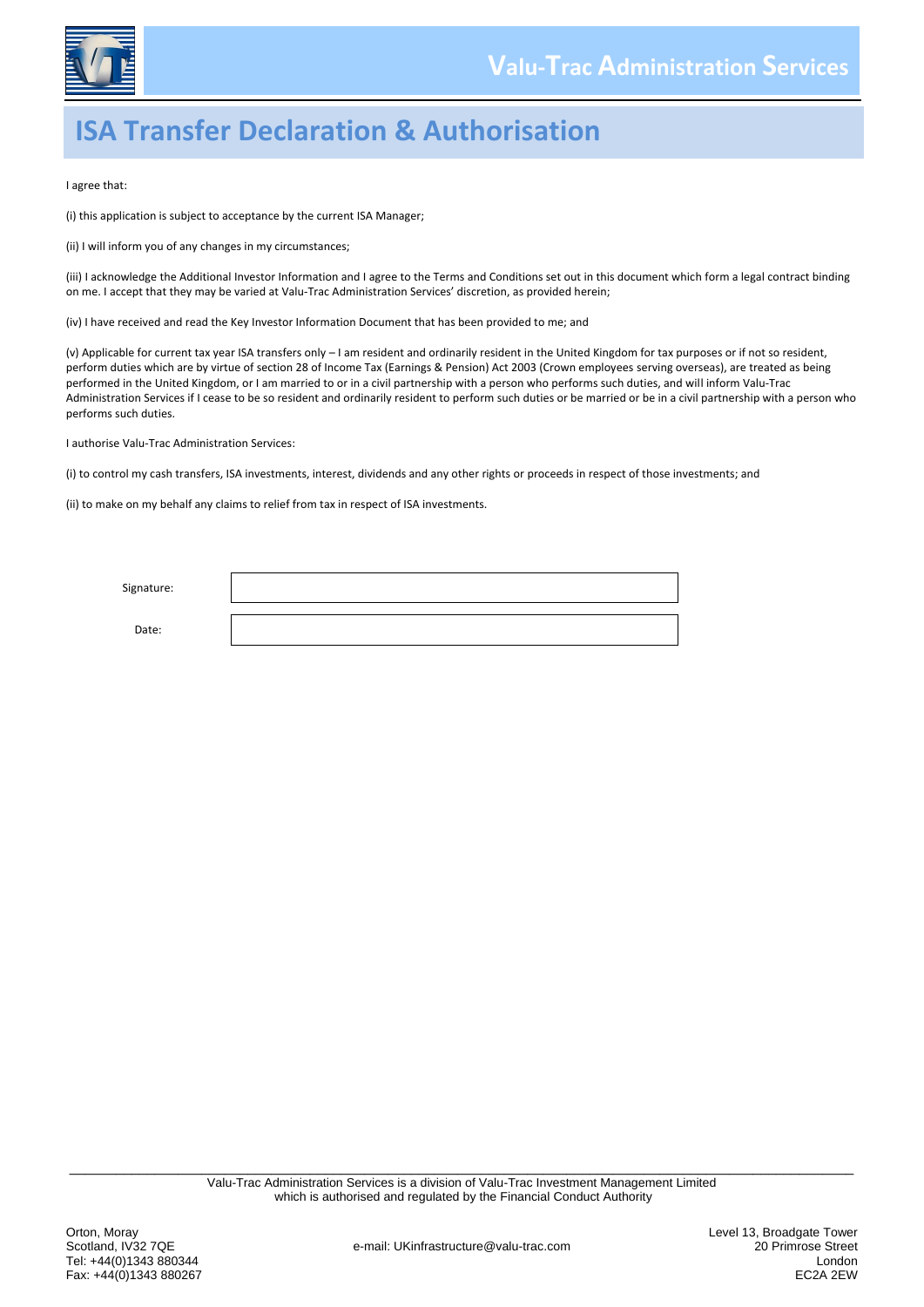# ISA Transfer Declaration & Authorisation

I agree that:

(i) this application is subject to acceptance by the current ISA Manager;

(ii) I will inform you of any changes in my circumstances;

(iii) I acknowledge the Additional Investor Information and I agree to the Terms and Conditions set out in this document which form a legal contract binding on me. I accept that they may be varied at Valu-Trac Administration Services' discretion, as provided herein;

(iv) I have received and read the Key Investor Information Document that has been provided to me; and

(v) Applicable for current tax year ISA transfers only – I am resident and ordinarily resident in the United Kingdom for tax purposes or if not so resident, perform duties which are by virtue of section 28 of Income Tax (Earnings & Pension) Act 2003 (Crown employees serving overseas), are treated as being performed in the United Kingdom, or I am married to or in a civil partnership with a person who performs such duties, and will inform Valu-Trac Administration Services if I cease to be so resident and ordinarily resident to perform such duties or be married or be in a civil partnership with a person who performs such duties.

I authorise Valu-Trac Administration Services:

(i) to control my cash transfers, ISA investments, interest, dividends and any other rights or proceeds in respect of those investments; and

(ii) to make on my behalf any claims to relief from tax in respect of ISA investments.

| | |
|---|---|
| Signature: | |
| Date: | |

Valu-Trac Administration Services is a division of Valu-Trac Investment Management Limited which is authorised and regulated by the Financial Conduct Authority

Orton, Moray
Scotland, IV32 7QE
Tel: +44(0)1343 880344
Fax: +44(0)1343 880267

e-mail: UKinfrastructure@valu-trac.com

Level 13, Broadgate Tower
20 Primrose Street
London
EC2A 2EW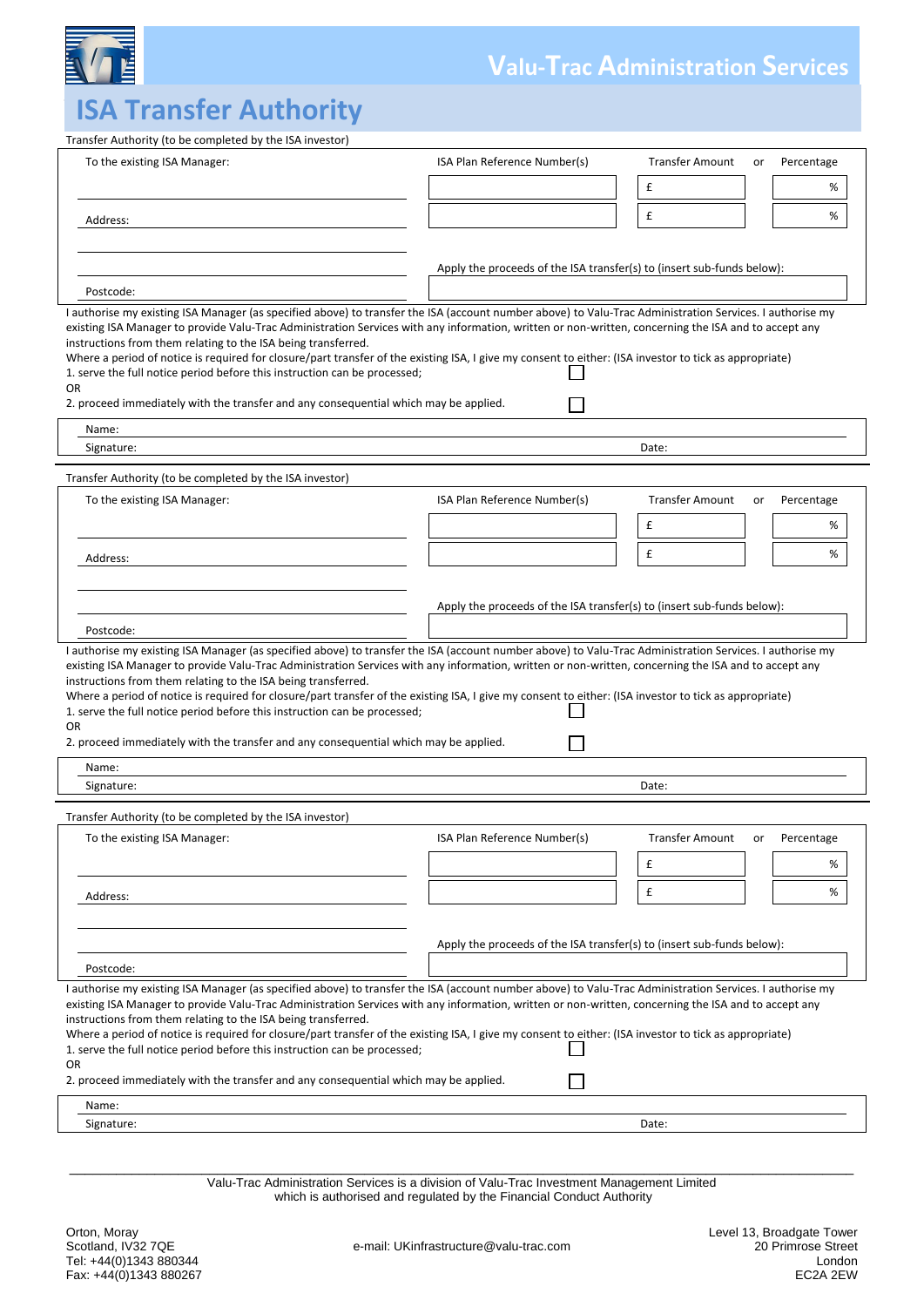# ISA Transfer Authority

Valu-Trac Administration Services

Transfer Authority (to be completed by the ISA investor)

| To the existing ISA Manager: | ISA Plan Reference Number(s) | Transfer Amount | or | Percentage |
|---|---|---|---|---|
| | | £ | | % |
| Address: | | £ | | % |
| | Apply the proceeds of the ISA transfer(s) to (insert sub-funds below): | | | |
| Postcode: | | | | |

I authorise my existing ISA Manager (as specified above) to transfer the ISA (account number above) to Valu-Trac Administration Services. I authorise my existing ISA Manager to provide Valu-Trac Administration Services with any information, written or non-written, concerning the ISA and to accept any instructions from them relating to the ISA being transferred.

Where a period of notice is required for closure/part transfer of the existing ISA, I give my consent to either: (ISA investor to tick as appropriate)

1. serve the full notice period before this instruction can be processed; ☐

OR

2. proceed immediately with the transfer and any consequential which may be applied. ☐

Name:

Signature: Date:

---

Transfer Authority (to be completed by the ISA investor)

| To the existing ISA Manager: | ISA Plan Reference Number(s) | Transfer Amount | or | Percentage |
|---|---|---|---|---|
| | | £ | | % |
| Address: | | £ | | % |
| | Apply the proceeds of the ISA transfer(s) to (insert sub-funds below): | | | |
| Postcode: | | | | |

I authorise my existing ISA Manager (as specified above) to transfer the ISA (account number above) to Valu-Trac Administration Services. I authorise my existing ISA Manager to provide Valu-Trac Administration Services with any information, written or non-written, concerning the ISA and to accept any instructions from them relating to the ISA being transferred.

Where a period of notice is required for closure/part transfer of the existing ISA, I give my consent to either: (ISA investor to tick as appropriate)

1. serve the full notice period before this instruction can be processed; ☐

OR

2. proceed immediately with the transfer and any consequential which may be applied. ☐

Name:

Signature: Date:

---

Transfer Authority (to be completed by the ISA investor)

| To the existing ISA Manager: | ISA Plan Reference Number(s) | Transfer Amount | or | Percentage |
|---|---|---|---|---|
| | | £ | | % |
| Address: | | £ | | % |
| | Apply the proceeds of the ISA transfer(s) to (insert sub-funds below): | | | |
| Postcode: | | | | |

I authorise my existing ISA Manager (as specified above) to transfer the ISA (account number above) to Valu-Trac Administration Services. I authorise my existing ISA Manager to provide Valu-Trac Administration Services with any information, written or non-written, concerning the ISA and to accept any instructions from them relating to the ISA being transferred.

Where a period of notice is required for closure/part transfer of the existing ISA, I give my consent to either: (ISA investor to tick as appropriate)

1. serve the full notice period before this instruction can be processed; ☐

OR

2. proceed immediately with the transfer and any consequential which may be applied. ☐

Name:

Signature: Date:

---

Valu-Trac Administration Services is a division of Valu-Trac Investment Management Limited which is authorised and regulated by the Financial Conduct Authority

Orton, Moray
Scotland, IV32 7QE
Tel: +44(0)1343 880344
Fax: +44(0)1343 880267

e-mail: UKinfrastructure@valu-trac.com

Level 13, Broadgate Tower
20 Primrose Street
London
EC2A 2EW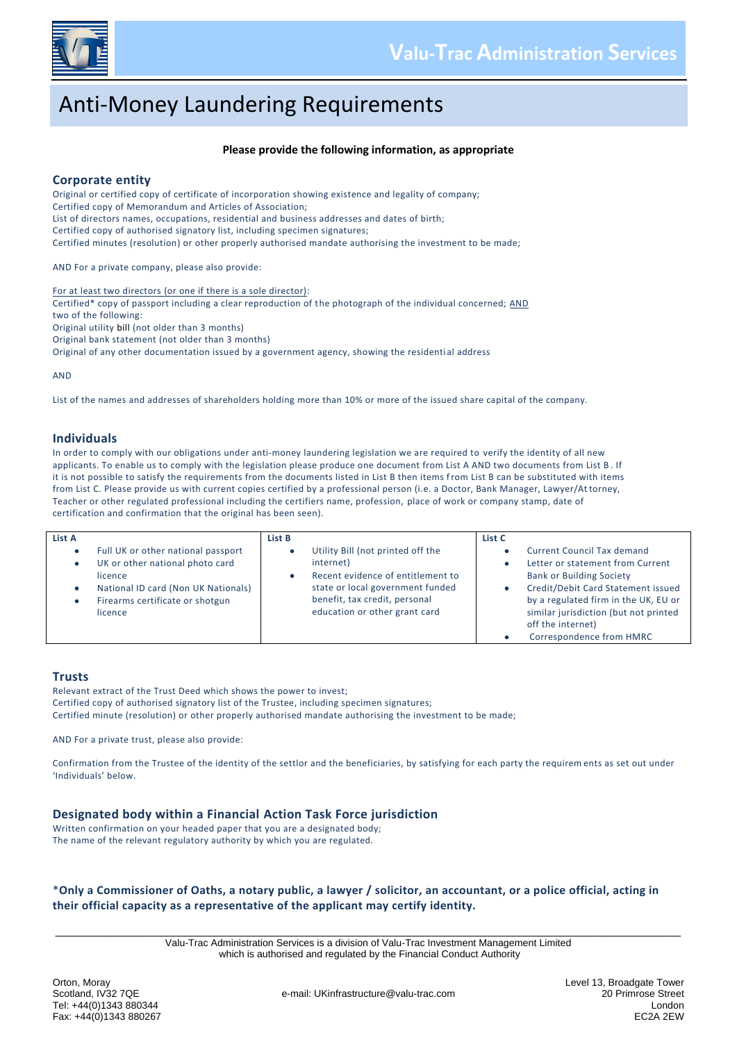# Anti-Money Laundering Requirements

**Please provide the following information, as appropriate**

## Corporate entity

Original or certified copy of certificate of incorporation showing existence and legality of company;
Certified copy of Memorandum and Articles of Association;
List of directors names, occupations, residential and business addresses and dates of birth;
Certified copy of authorised signatory list, including specimen signatures;
Certified minutes (resolution) or other properly authorised mandate authorising the investment to be made;

AND For a private company, please also provide:

For at least two directors (or one if there is a sole director):
Certified* copy of passport including a clear reproduction of the photograph of the individual concerned; AND
two of the following:
Original utility bill (not older than 3 months)
Original bank statement (not older than 3 months)
Original of any other documentation issued by a government agency, showing the residential address

AND

List of the names and addresses of shareholders holding more than 10% or more of the issued share capital of the company.

## Individuals

In order to comply with our obligations under anti-money laundering legislation we are required to verify the identity of all new applicants. To enable us to comply with the legislation please produce one document from List A AND two documents from List B. If it is not possible to satisfy the requirements from the documents listed in List B then items from List B can be substituted with items from List C. Please provide us with current copies certified by a professional person (i.e. a Doctor, Bank Manager, Lawyer/Attorney, Teacher or other regulated professional including the certifiers name, profession, place of work or company stamp, date of certification and confirmation that the original has been seen).

| List A | List B | List C |
|---|---|---|
| • Full UK or other national passport<br>• UK or other national photo card licence<br>• National ID card (Non UK Nationals)<br>• Firearms certificate or shotgun licence | • Utility Bill (not printed off the internet)<br>• Recent evidence of entitlement to state or local government funded benefit, tax credit, personal education or other grant card | • Current Council Tax demand<br>• Letter or statement from Current Bank or Building Society<br>• Credit/Debit Card Statement issued by a regulated firm in the UK, EU or similar jurisdiction (but not printed off the internet)<br>• Correspondence from HMRC |

## Trusts

Relevant extract of the Trust Deed which shows the power to invest;
Certified copy of authorised signatory list of the Trustee, including specimen signatures;
Certified minute (resolution) or other properly authorised mandate authorising the investment to be made;

AND For a private trust, please also provide:

Confirmation from the Trustee of the identity of the settlor and the beneficiaries, by satisfying for each party the requirements as set out under 'Individuals' below.

## Designated body within a Financial Action Task Force jurisdiction

Written confirmation on your headed paper that you are a designated body;
The name of the relevant regulatory authority by which you are regulated.

**\*Only a Commissioner of Oaths, a notary public, a lawyer / solicitor, an accountant, or a police official, acting in their official capacity as a representative of the applicant may certify identity.**

Valu-Trac Administration Services is a division of Valu-Trac Investment Management Limited which is authorised and regulated by the Financial Conduct Authority

Orton, Moray
Scotland, IV32 7QE
Tel: +44(0)1343 880344
Fax: +44(0)1343 880267

e-mail: UKinfrastructure@valu-trac.com

Level 13, Broadgate Tower
20 Primrose Street
London
EC2A 2EW